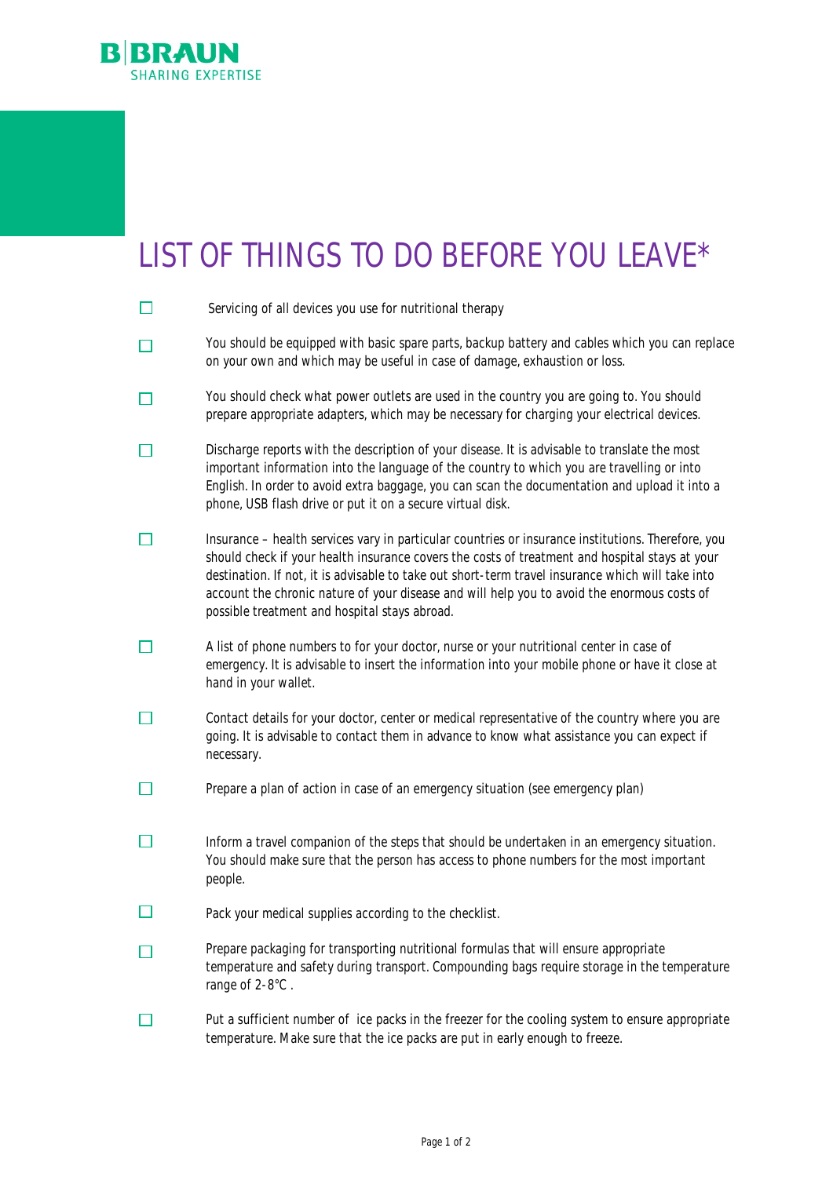# LIST OF THINGS TO DO BEFORE YOU LEAVE*

- [ ] Servicing of all devices you use for nutritional therapy
- [ ] You should be equipped with basic spare parts, backup battery and cables which you can replace on your own and which may be useful in case of damage, exhaustion or loss.
- [ ] You should check what power outlets are used in the country you are going to. You should prepare appropriate adapters, which may be necessary for charging your electrical devices.
- [ ] Discharge reports with the description of your disease. It is advisable to translate the most important information into the language of the country to which you are travelling or into English. In order to avoid extra baggage, you can scan the documentation and upload it into a phone, USB flash drive or put it on a secure virtual disk.
- [ ] Insurance – health services vary in particular countries or insurance institutions. Therefore, you should check if your health insurance covers the costs of treatment and hospital stays at your destination. If not, it is advisable to take out short-term travel insurance which will take into account the chronic nature of your disease and will help you to avoid the enormous costs of possible treatment and hospital stays abroad.
- [ ] A list of phone numbers to for your doctor, nurse or your nutritional center in case of emergency. It is advisable to insert the information into your mobile phone or have it close at hand in your wallet.
- [ ] Contact details for your doctor, center or medical representative of the country where you are going. It is advisable to contact them in advance to know what assistance you can expect if necessary.
- [ ] Prepare a plan of action in case of an emergency situation (see emergency plan)
- [ ] Inform a travel companion of the steps that should be undertaken in an emergency situation. You should make sure that the person has access to phone numbers for the most important people.
- [ ] Pack your medical supplies according to the checklist.
- [ ] Prepare packaging for transporting nutritional formulas that will ensure appropriate temperature and safety during transport. Compounding bags require storage in the temperature range of 2-8°C .
- [ ] Put a sufficient number of ice packs in the freezer for the cooling system to ensure appropriate temperature. Make sure that the ice packs are put in early enough to freeze.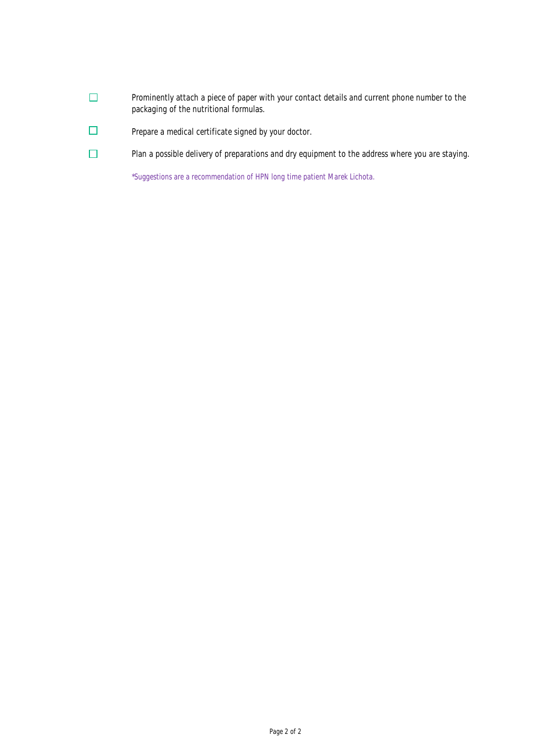- [ ] Prominently attach a piece of paper with your contact details and current phone number to the packaging of the nutritional formulas.
- [ ] Prepare a medical certificate signed by your doctor.
- [ ] Plan a possible delivery of preparations and dry equipment to the address where you are staying.

*\*Suggestions are a recommendation of HPN long time patient Marek Lichota.*